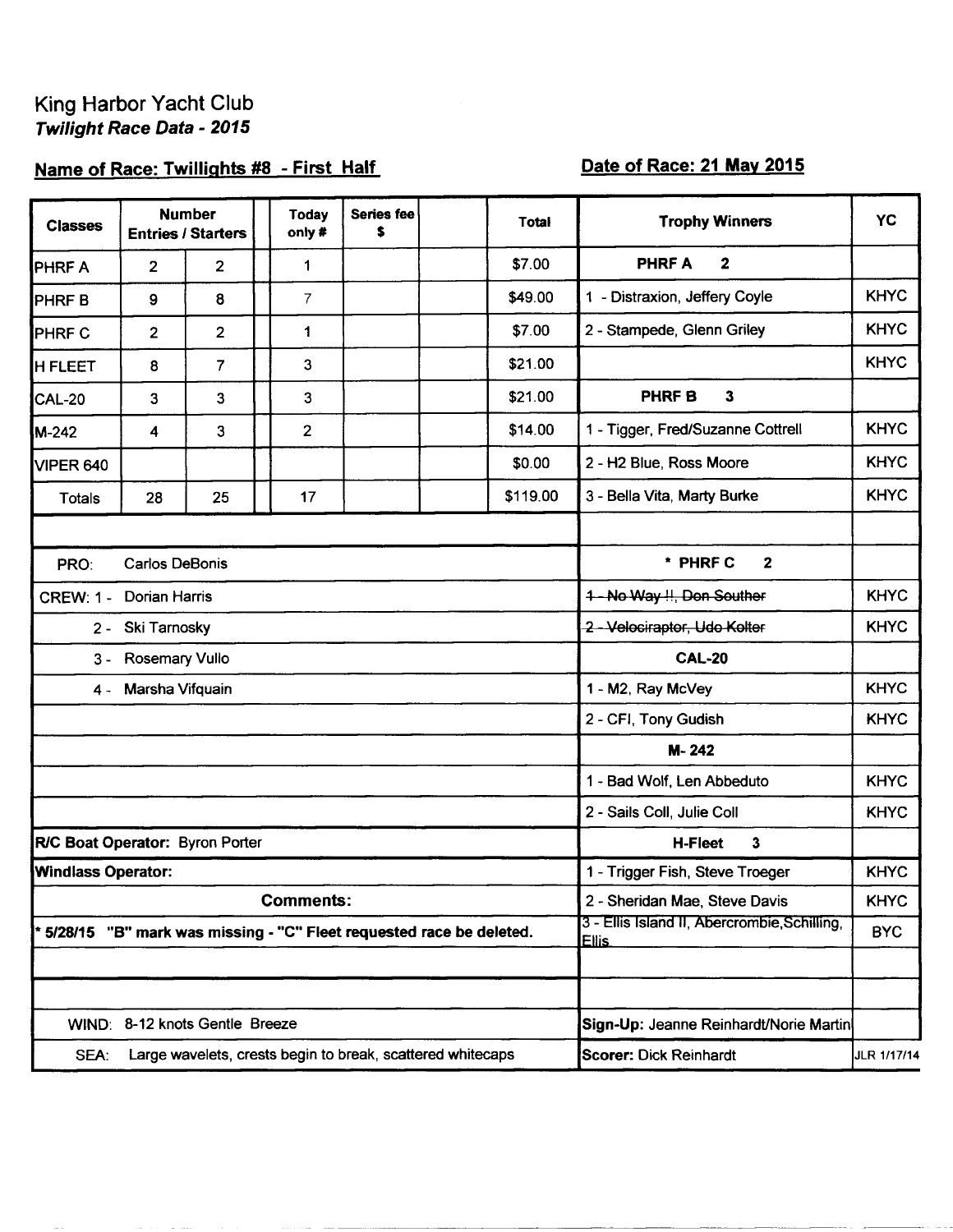King Harbor Yacht Club
***Twilight Race Data - 2015***

**Name of Race: Twillights #8 - First Half**

**Date of Race: 21 May 2015**

| Classes | Number Entries / Starters | | | Today only # | Series fee $ | | Total |
|---|---|---|---|---|---|---|---|
| PHRF A | 2 | 2 | | 1 | | | $7.00 |
| PHRF B | 9 | 8 | | 7 | | | $49.00 |
| PHRF C | 2 | 2 | | 1 | | | $7.00 |
| H FLEET | 8 | 7 | | 3 | | | $21.00 |
| CAL-20 | 3 | 3 | | 3 | | | $21.00 |
| M-242 | 4 | 3 | | 2 | | | $14.00 |
| VIPER 640 | | | | | | | $0.00 |
| Totals | 28 | 25 | | 17 | | | $119.00 |

PRO: Carlos DeBonis

CREW: 1 - Dorian Harris

2 - Ski Tarnosky

3 - Rosemary Vullo

4 - Marsha Vifquain

**R/C Boat Operator:** Byron Porter

**Windlass Operator:**

**Comments:**

**\* 5/28/15 "B" mark was missing - "C" Fleet requested race be deleted.**

WIND: 8-12 knots Gentle Breeze

SEA: Large wavelets, crests begin to break, scattered whitecaps

| Trophy Winners | YC |
|---|---|
| **PHRF A 2** | |
| 1 - Distraxion, Jeffery Coyle | KHYC |
| 2 - Stampede, Glenn Griley | KHYC |
| | KHYC |
| **PHRF B 3** | |
| 1 - Tigger, Fred/Suzanne Cottrell | KHYC |
| 2 - H2 Blue, Ross Moore | KHYC |
| 3 - Bella Vita, Marty Burke | KHYC |
| **\* PHRF C 2** | |
| ~~1 - No Way !!, Don Souther~~ | KHYC |
| ~~2 - Velociraptor, Udo Kolter~~ | KHYC |
| **CAL-20** | |
| 1 - M2, Ray McVey | KHYC |
| 2 - CFI, Tony Gudish | KHYC |
| **M- 242** | |
| 1 - Bad Wolf, Len Abbeduto | KHYC |
| 2 - Sails Coll, Julie Coll | KHYC |
| **H-Fleet 3** | |
| 1 - Trigger Fish, Steve Troeger | KHYC |
| 2 - Sheridan Mae, Steve Davis | KHYC |
| 3 - Ellis Island II, Abercrombie,Schilling, Ellis | BYC |

**Sign-Up:** Jeanne Reinhardt/Norie Martin

**Scorer:** Dick Reinhardt

JLR 1/17/14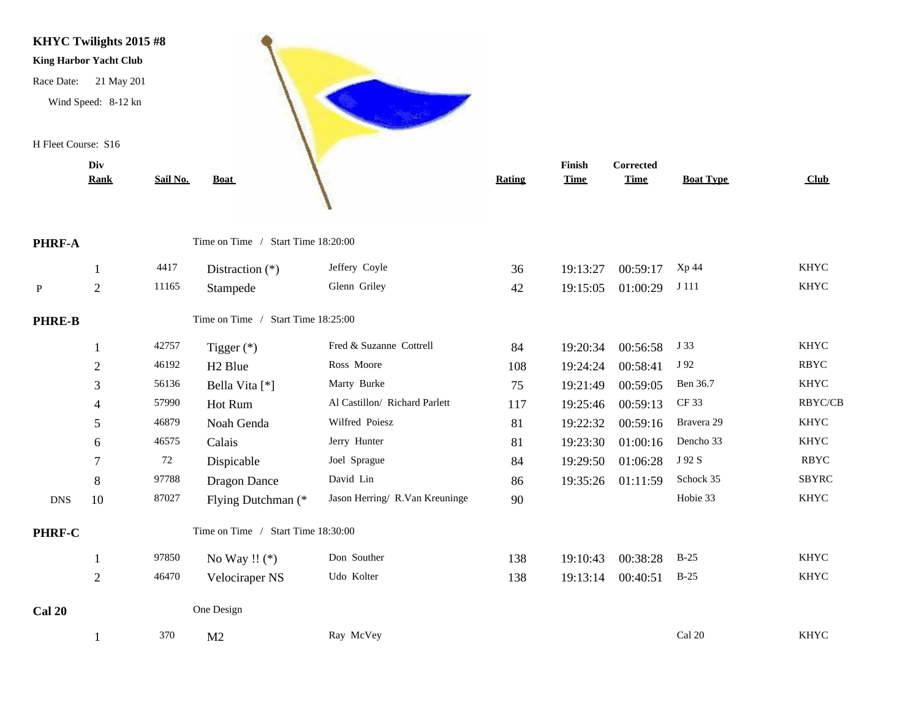**KHYC Twilights 2015 #8**

**King Harbor Yacht Club**

Race Date: 21 May 201

Wind Speed: 8-12 kn

H Fleet Course: S16

| | Div Rank | Sail No. | Boat | | Rating | Finish Time | Corrected Time | Boat Type | Club |
|---|---|---|---|---|---|---|---|---|---|
| **PHRF-A** | | | Time on Time / Start Time 18:20:00 | | | | | | |
| | 1 | 4417 | Distraction (*) | Jeffery Coyle | 36 | 19:13:27 | 00:59:17 | Xp 44 | KHYC |
| P | 2 | 11165 | Stampede | Glenn Griley | 42 | 19:15:05 | 01:00:29 | J 111 | KHYC |
| **PHRE-B** | | | Time on Time / Start Time 18:25:00 | | | | | | |
| | 1 | 42757 | Tigger (*) | Fred & Suzanne Cottrell | 84 | 19:20:34 | 00:56:58 | J 33 | KHYC |
| | 2 | 46192 | H2 Blue | Ross Moore | 108 | 19:24:24 | 00:58:41 | J 92 | RBYC |
| | 3 | 56136 | Bella Vita [*] | Marty Burke | 75 | 19:21:49 | 00:59:05 | Ben 36.7 | KHYC |
| | 4 | 57990 | Hot Rum | Al Castillon/ Richard Parlett | 117 | 19:25:46 | 00:59:13 | CF 33 | RBYC/CB |
| | 5 | 46879 | Noah Genda | Wilfred Poiesz | 81 | 19:22:32 | 00:59:16 | Bravera 29 | KHYC |
| | 6 | 46575 | Calais | Jerry Hunter | 81 | 19:23:30 | 01:00:16 | Dencho 33 | KHYC |
| | 7 | 72 | Dispicable | Joel Sprague | 84 | 19:29:50 | 01:06:28 | J 92 S | RBYC |
| | 8 | 97788 | Dragon Dance | David Lin | 86 | 19:35:26 | 01:11:59 | Schock 35 | SBYRC |
| DNS | 10 | 87027 | Flying Dutchman (* | Jason Herring/ R.Van Kreuninge | 90 | | | Hobie 33 | KHYC |
| **PHRF-C** | | | Time on Time / Start Time 18:30:00 | | | | | | |
| | 1 | 97850 | No Way !! (*) | Don Souther | 138 | 19:10:43 | 00:38:28 | B-25 | KHYC |
| | 2 | 46470 | Velociraper NS | Udo Kolter | 138 | 19:13:14 | 00:40:51 | B-25 | KHYC |
| **Cal 20** | | | One Design | | | | | | |
| | 1 | 370 | M2 | Ray McVey | | | | Cal 20 | KHYC |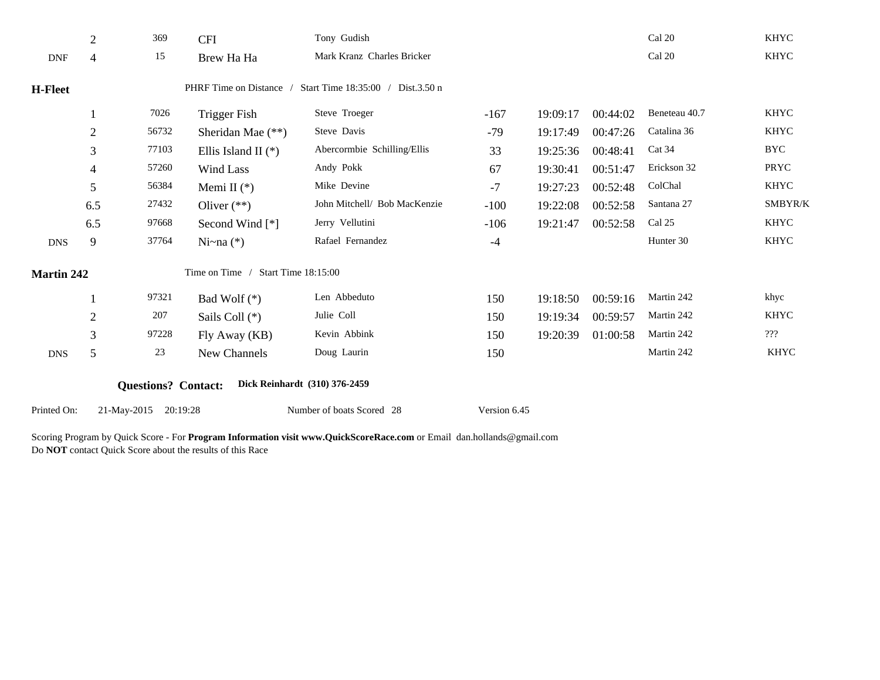| | | | | | | | | | |
|---|---|---|---|---|---|---|---|---|---|
| | 2 | 369 | CFI | Tony Gudish | | | | Cal 20 | KHYC |
| DNF | 4 | 15 | Brew Ha Ha | Mark Kranz Charles Bricker | | | | Cal 20 | KHYC |

**H-Fleet** PHRF Time on Distance / Start Time 18:35:00 / Dist.3.50 n

| | | | | | | | | | |
|---|---|---|---|---|---|---|---|---|---|
| | 1 | 7026 | Trigger Fish | Steve Troeger | -167 | 19:09:17 | 00:44:02 | Beneteau 40.7 | KHYC |
| | 2 | 56732 | Sheridan Mae (**) | Steve Davis | -79 | 19:17:49 | 00:47:26 | Catalina 36 | KHYC |
| | 3 | 77103 | Ellis Island II (*) | Abercormbie Schilling/Ellis | 33 | 19:25:36 | 00:48:41 | Cat 34 | BYC |
| | 4 | 57260 | Wind Lass | Andy Pokk | 67 | 19:30:41 | 00:51:47 | Erickson 32 | PRYC |
| | 5 | 56384 | Memi II (*) | Mike Devine | -7 | 19:27:23 | 00:52:48 | ColChal | KHYC |
| | 6.5 | 27432 | Oliver (**) | John Mitchell/ Bob MacKenzie | -100 | 19:22:08 | 00:52:58 | Santana 27 | SMBYR/K |
| | 6.5 | 97668 | Second Wind [*] | Jerry Vellutini | -106 | 19:21:47 | 00:52:58 | Cal 25 | KHYC |
| DNS | 9 | 37764 | Ni~na (*) | Rafael Fernandez | -4 | | | Hunter 30 | KHYC |

**Martin 242** Time on Time / Start Time 18:15:00

| | | | | | | | | | |
|---|---|---|---|---|---|---|---|---|---|
| | 1 | 97321 | Bad Wolf (*) | Len Abbeduto | 150 | 19:18:50 | 00:59:16 | Martin 242 | khyc |
| | 2 | 207 | Sails Coll (*) | Julie Coll | 150 | 19:19:34 | 00:59:57 | Martin 242 | KHYC |
| | 3 | 97228 | Fly Away (KB) | Kevin Abbink | 150 | 19:20:39 | 01:00:58 | Martin 242 | ??? |
| DNS | 5 | 23 | New Channels | Doug Laurin | 150 | | | Martin 242 | KHYC |

**Questions? Contact:** **Dick Reinhardt (310) 376-2459**

Printed On: 21-May-2015 20:19:28 Number of boats Scored 28 Version 6.45

Scoring Program by Quick Score - For **Program Information visit www.QuickScoreRace.com** or Email dan.hollands@gmail.com
Do **NOT** contact Quick Score about the results of this Race